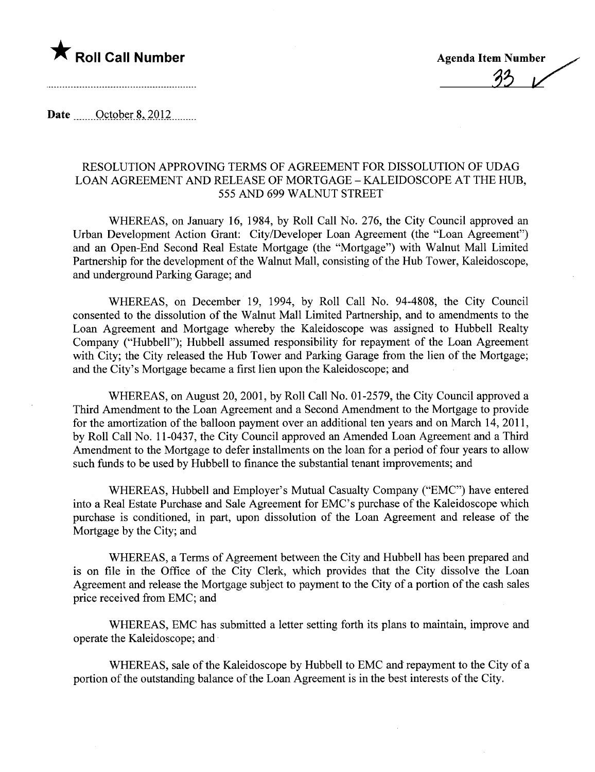★ **Roll Call Number**

**Agenda Item Number**

33

**Date** October 8, 2012

RESOLUTION APPROVING TERMS OF AGREEMENT FOR DISSOLUTION OF UDAG LOAN AGREEMENT AND RELEASE OF MORTGAGE – KALEIDOSCOPE AT THE HUB, 555 AND 699 WALNUT STREET

WHEREAS, on January 16, 1984, by Roll Call No. 276, the City Council approved an Urban Development Action Grant: City/Developer Loan Agreement (the "Loan Agreement") and an Open-End Second Real Estate Mortgage (the "Mortgage") with Walnut Mall Limited Partnership for the development of the Walnut Mall, consisting of the Hub Tower, Kaleidoscope, and underground Parking Garage; and

WHEREAS, on December 19, 1994, by Roll Call No. 94-4808, the City Council consented to the dissolution of the Walnut Mall Limited Partnership, and to amendments to the Loan Agreement and Mortgage whereby the Kaleidoscope was assigned to Hubbell Realty Company ("Hubbell"); Hubbell assumed responsibility for repayment of the Loan Agreement with City; the City released the Hub Tower and Parking Garage from the lien of the Mortgage; and the City's Mortgage became a first lien upon the Kaleidoscope; and

WHEREAS, on August 20, 2001, by Roll Call No. 01-2579, the City Council approved a Third Amendment to the Loan Agreement and a Second Amendment to the Mortgage to provide for the amortization of the balloon payment over an additional ten years and on March 14, 2011, by Roll Call No. 11-0437, the City Council approved an Amended Loan Agreement and a Third Amendment to the Mortgage to defer installments on the loan for a period of four years to allow such funds to be used by Hubbell to finance the substantial tenant improvements; and

WHEREAS, Hubbell and Employer's Mutual Casualty Company ("EMC") have entered into a Real Estate Purchase and Sale Agreement for EMC's purchase of the Kaleidoscope which purchase is conditioned, in part, upon dissolution of the Loan Agreement and release of the Mortgage by the City; and

WHEREAS, a Terms of Agreement between the City and Hubbell has been prepared and is on file in the Office of the City Clerk, which provides that the City dissolve the Loan Agreement and release the Mortgage subject to payment to the City of a portion of the cash sales price received from EMC; and

WHEREAS, EMC has submitted a letter setting forth its plans to maintain, improve and operate the Kaleidoscope; and

WHEREAS, sale of the Kaleidoscope by Hubbell to EMC and repayment to the City of a portion of the outstanding balance of the Loan Agreement is in the best interests of the City.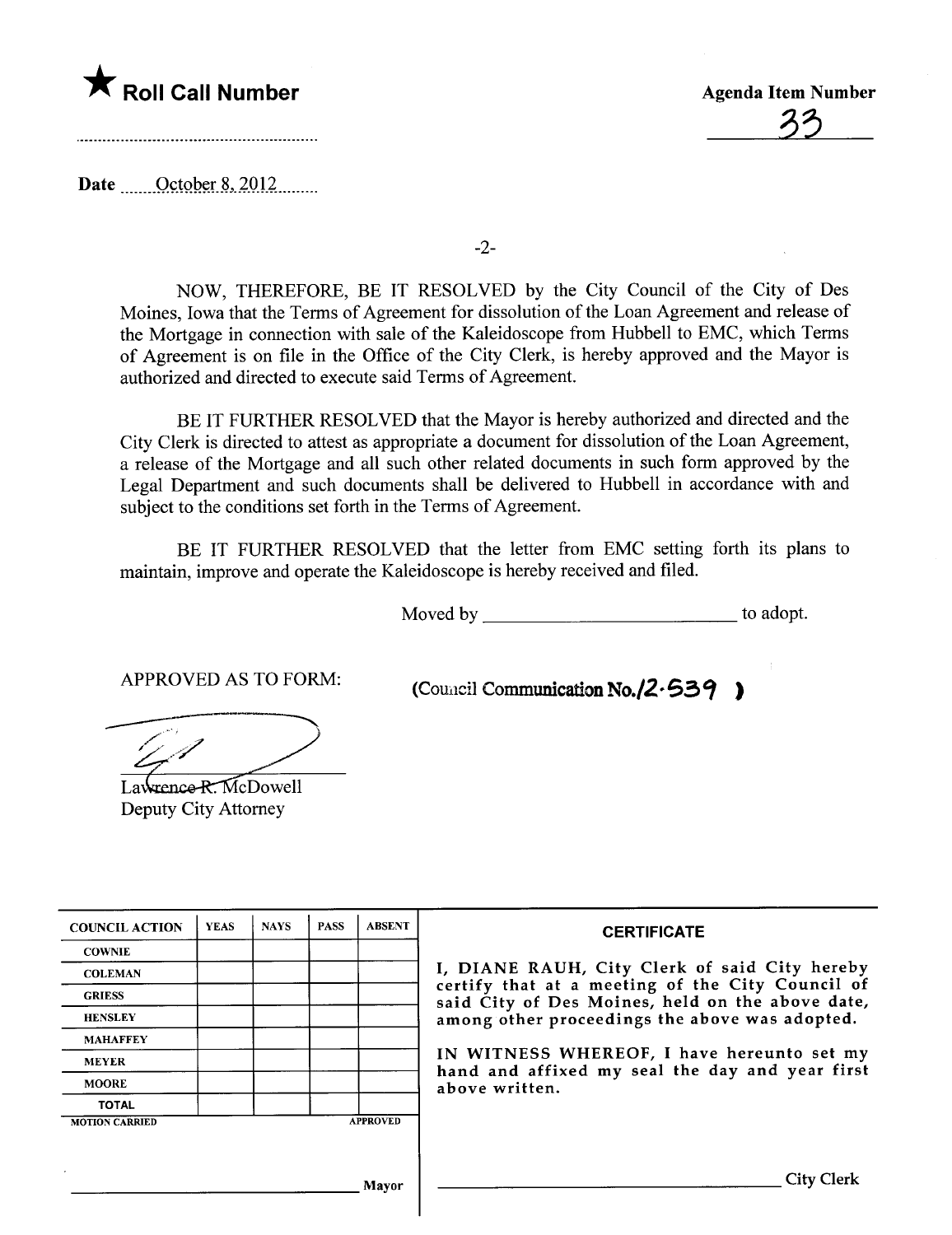★ **Roll Call Number**

Agenda Item Number

33

Date October 8, 2012

NOW, THEREFORE, BE IT RESOLVED by the City Council of the City of Des Moines, Iowa that the Terms of Agreement for dissolution of the Loan Agreement and release of the Mortgage in connection with sale of the Kaleidoscope from Hubbell to EMC, which Terms of Agreement is on file in the Office of the City Clerk, is hereby approved and the Mayor is authorized and directed to execute said Terms of Agreement.

BE IT FURTHER RESOLVED that the Mayor is hereby authorized and directed and the City Clerk is directed to attest as appropriate a document for dissolution of the Loan Agreement, a release of the Mortgage and all such other related documents in such form approved by the Legal Department and such documents shall be delivered to Hubbell in accordance with and subject to the conditions set forth in the Terms of Agreement.

BE IT FURTHER RESOLVED that the letter from EMC setting forth its plans to maintain, improve and operate the Kaleidoscope is hereby received and filed.

Moved by ___________________________ to adopt.

APPROVED AS TO FORM:

(Council Communication No. 12-539 )

Lawrence R. McDowell
Deputy City Attorney

| COUNCIL ACTION | YEAS | NAYS | PASS | ABSENT |
|---|---|---|---|---|
| COWNIE | | | | |
| COLEMAN | | | | |
| GRIESS | | | | |
| HENSLEY | | | | |
| MAHAFFEY | | | | |
| MEYER | | | | |
| MOORE | | | | |
| TOTAL | | | | |
| MOTION CARRIED | | | | APPROVED |

_______________________________ Mayor

**CERTIFICATE**

I, DIANE RAUH, City Clerk of said City hereby certify that at a meeting of the City Council of said City of Des Moines, held on the above date, among other proceedings the above was adopted.

IN WITNESS WHEREOF, I have hereunto set my hand and affixed my seal the day and year first above written.

_______________________________ City Clerk